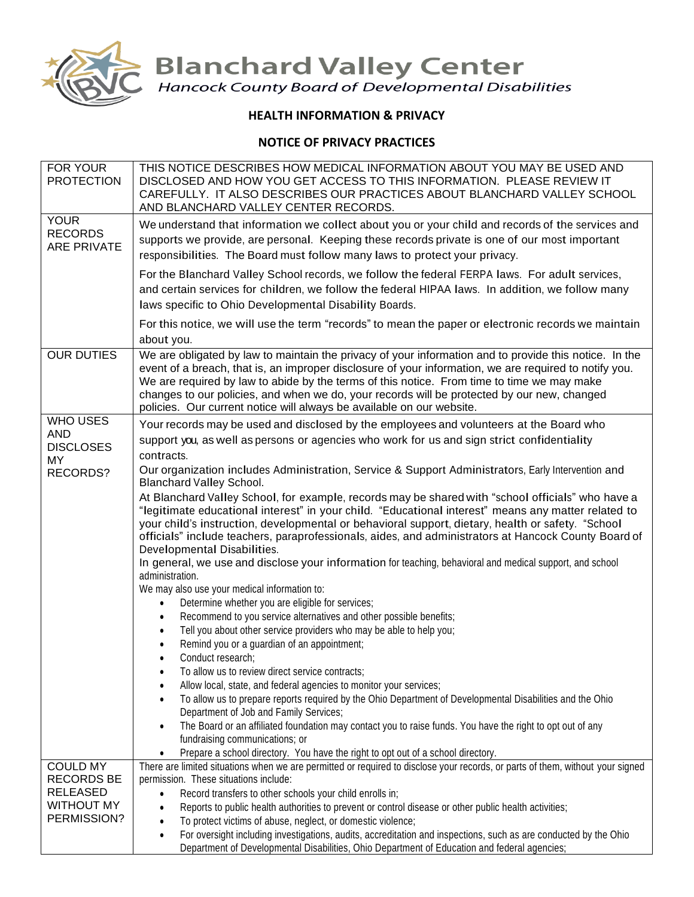# Blanchard Valley Center

*Hancock County Board of Developmental Disabilities*

## HEALTH INFORMATION & PRIVACY

## NOTICE OF PRIVACY PRACTICES

| | |
|---|---|
| FOR YOUR PROTECTION | THIS NOTICE DESCRIBES HOW MEDICAL INFORMATION ABOUT YOU MAY BE USED AND DISCLOSED AND HOW YOU GET ACCESS TO THIS INFORMATION. PLEASE REVIEW IT CAREFULLY. IT ALSO DESCRIBES OUR PRACTICES ABOUT BLANCHARD VALLEY SCHOOL AND BLANCHARD VALLEY CENTER RECORDS. |
| YOUR RECORDS ARE PRIVATE | We understand that information we collect about you or your child and records of the services and supports we provide, are personal. Keeping these records private is one of our most important responsibilities. The Board must follow many laws to protect your privacy.<br><br>For the Blanchard Valley School records, we follow the federal FERPA laws. For adult services, and certain services for children, we follow the federal HIPAA laws. In addition, we follow many laws specific to Ohio Developmental Disability Boards.<br><br>For this notice, we will use the term "records" to mean the paper or electronic records we maintain about you. |
| OUR DUTIES | We are obligated by law to maintain the privacy of your information and to provide this notice. In the event of a breach, that is, an improper disclosure of your information, we are required to notify you. We are required by law to abide by the terms of this notice. From time to time we may make changes to our policies, and when we do, your records will be protected by our new, changed policies. Our current notice will always be available on our website. |
| WHO USES AND DISCLOSES MY RECORDS? | Your records may be used and disclosed by the employees and volunteers at the Board who support you, as well as persons or agencies who work for us and sign strict confidentiality contracts.<br><br>Our organization includes Administration, Service & Support Administrators, Early Intervention and Blanchard Valley School.<br><br>At Blanchard Valley School, for example, records may be shared with "school officials" who have a "legitimate educational interest" in your child. "Educational interest" means any matter related to your child's instruction, developmental or behavioral support, dietary, health or safety. "School officials" include teachers, paraprofessionals, aides, and administrators at Hancock County Board of Developmental Disabilities.<br><br>In general, we use and disclose your information for teaching, behavioral and medical support, and school administration.<br><br>We may also use your medical information to:<br>• Determine whether you are eligible for services;<br>• Recommend to you service alternatives and other possible benefits;<br>• Tell you about other service providers who may be able to help you;<br>• Remind you or a guardian of an appointment;<br>• Conduct research;<br>• To allow us to review direct service contracts;<br>• Allow local, state, and federal agencies to monitor your services;<br>• To allow us to prepare reports required by the Ohio Department of Developmental Disabilities and the Ohio Department of Job and Family Services;<br>• The Board or an affiliated foundation may contact you to raise funds. You have the right to opt out of any fundraising communications; or<br>• Prepare a school directory. You have the right to opt out of a school directory. |
| COULD MY RECORDS BE RELEASED WITHOUT MY PERMISSION? | There are limited situations when we are permitted or required to disclose your records, or parts of them, without your signed permission. These situations include:<br>• Record transfers to other schools your child enrolls in;<br>• Reports to public health authorities to prevent or control disease or other public health activities;<br>• To protect victims of abuse, neglect, or domestic violence;<br>• For oversight including investigations, audits, accreditation and inspections, such as are conducted by the Ohio Department of Developmental Disabilities, Ohio Department of Education and federal agencies; |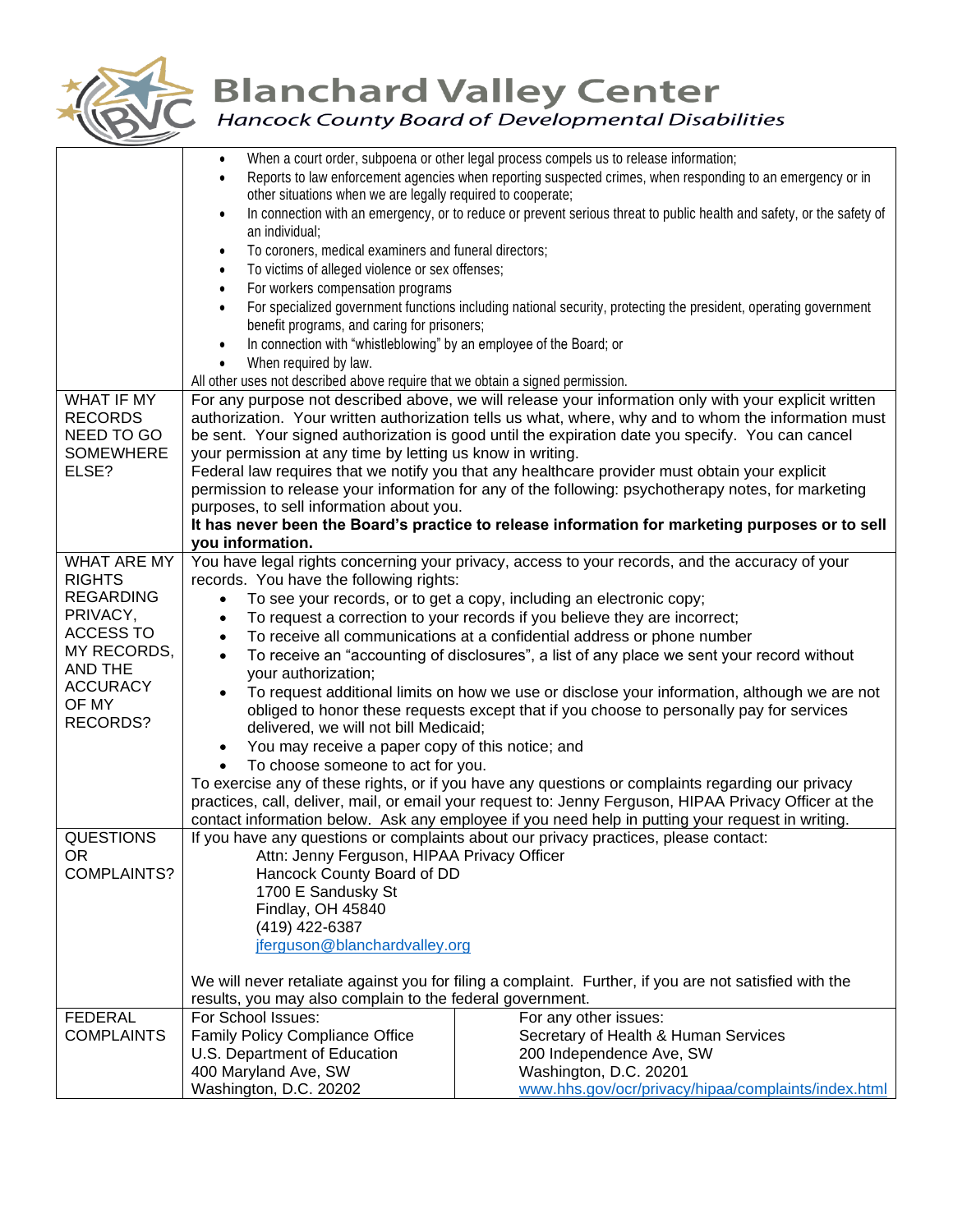# Blanchard Valley Center

*Hancock County Board of Developmental Disabilities*

| | | |
|---|---|---|
| | • When a court order, subpoena or other legal process compels us to release information;<br>• Reports to law enforcement agencies when reporting suspected crimes, when responding to an emergency or in other situations when we are legally required to cooperate;<br>• In connection with an emergency, or to reduce or prevent serious threat to public health and safety, or the safety of an individual;<br>• To coroners, medical examiners and funeral directors;<br>• To victims of alleged violence or sex offenses;<br>• For workers compensation programs<br>• For specialized government functions including national security, protecting the president, operating government benefit programs, and caring for prisoners;<br>• In connection with "whistleblowing" by an employee of the Board; or<br>• When required by law.<br>All other uses not described above require that we obtain a signed permission. | |
| WHAT IF MY RECORDS NEED TO GO SOMEWHERE ELSE? | For any purpose not described above, we will release your information only with your explicit written authorization. Your written authorization tells us what, where, why and to whom the information must be sent. Your signed authorization is good until the expiration date you specify. You can cancel your permission at any time by letting us know in writing.<br>Federal law requires that we notify you that any healthcare provider must obtain your explicit permission to release your information for any of the following: psychotherapy notes, for marketing purposes, to sell information about you.<br>**It has never been the Board's practice to release information for marketing purposes or to sell you information.** | |
| WHAT ARE MY RIGHTS REGARDING PRIVACY, ACCESS TO MY RECORDS, AND THE ACCURACY OF MY RECORDS? | You have legal rights concerning your privacy, access to your records, and the accuracy of your records. You have the following rights:<br>• To see your records, or to get a copy, including an electronic copy;<br>• To request a correction to your records if you believe they are incorrect;<br>• To receive all communications at a confidential address or phone number<br>• To receive an "accounting of disclosures", a list of any place we sent your record without your authorization;<br>• To request additional limits on how we use or disclose your information, although we are not obliged to honor these requests except that if you choose to personally pay for services delivered, we will not bill Medicaid;<br>• You may receive a paper copy of this notice; and<br>• To choose someone to act for you.<br>To exercise any of these rights, or if you have any questions or complaints regarding our privacy practices, call, deliver, mail, or email your request to: Jenny Ferguson, HIPAA Privacy Officer at the contact information below. Ask any employee if you need help in putting your request in writing. | |
| QUESTIONS OR COMPLAINTS? | If you have any questions or complaints about our privacy practices, please contact:<br>Attn: Jenny Ferguson, HIPAA Privacy Officer<br>Hancock County Board of DD<br>1700 E Sandusky St<br>Findlay, OH 45840<br>(419) 422-6387<br>jferguson@blanchardvalley.org<br><br>We will never retaliate against you for filing a complaint. Further, if you are not satisfied with the results, you may also complain to the federal government. | |
| FEDERAL COMPLAINTS | For School Issues:<br>Family Policy Compliance Office<br>U.S. Department of Education<br>400 Maryland Ave, SW<br>Washington, D.C. 20202 | For any other issues:<br>Secretary of Health & Human Services<br>200 Independence Ave, SW<br>Washington, D.C. 20201<br>www.hhs.gov/ocr/privacy/hipaa/complaints/index.html |